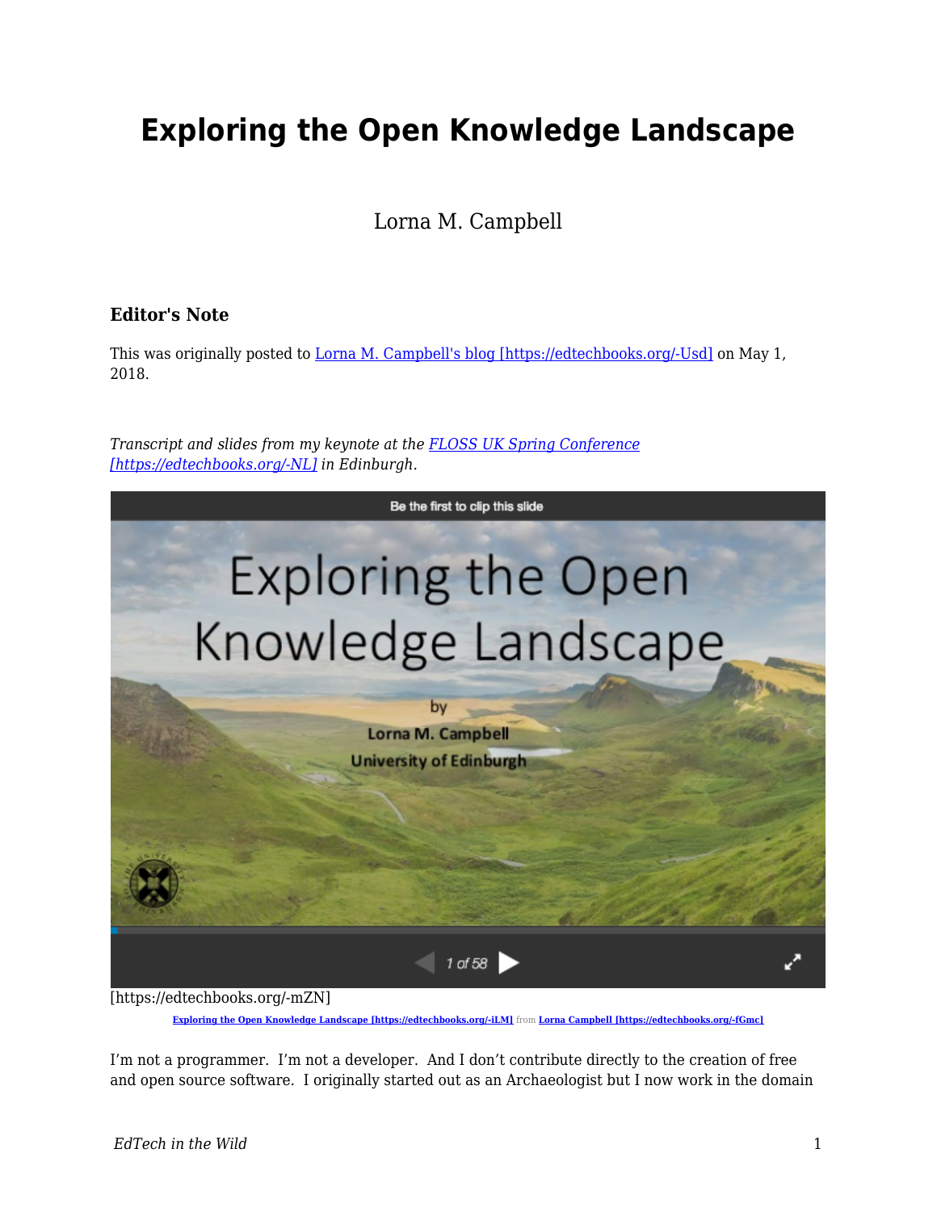# Exploring the Open Knowledge Landscape

Lorna M. Campbell

### Editor's Note

This was originally posted to Lorna M. Campbell's blog [https://edtechbooks.org/-Usd] on May 1, 2018.

*Transcript and slides from my keynote at the FLOSS UK Spring Conference [https://edtechbooks.org/-NL] in Edinburgh.*

[https://edtechbooks.org/-mZN]

**Exploring the Open Knowledge Landscape [https://edtechbooks.org/-iLM]** from **Lorna Campbell [https://edtechbooks.org/-fGmc]**

I'm not a programmer. I'm not a developer. And I don't contribute directly to the creation of free and open source software. I originally started out as an Archaeologist but I now work in the domain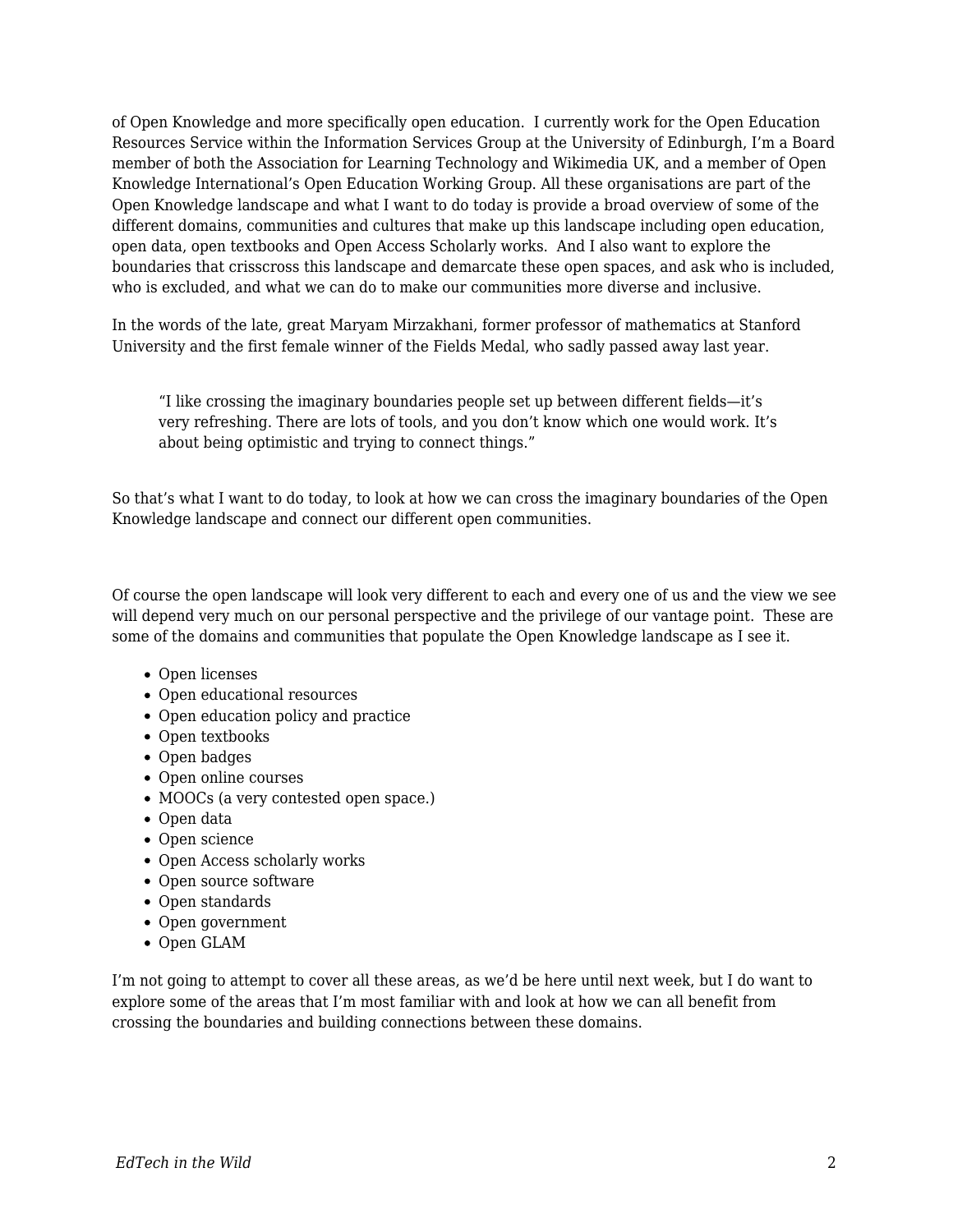of Open Knowledge and more specifically open education. I currently work for the Open Education Resources Service within the Information Services Group at the University of Edinburgh, I'm a Board member of both the Association for Learning Technology and Wikimedia UK, and a member of Open Knowledge International's Open Education Working Group. All these organisations are part of the Open Knowledge landscape and what I want to do today is provide a broad overview of some of the different domains, communities and cultures that make up this landscape including open education, open data, open textbooks and Open Access Scholarly works. And I also want to explore the boundaries that crisscross this landscape and demarcate these open spaces, and ask who is included, who is excluded, and what we can do to make our communities more diverse and inclusive.

In the words of the late, great Maryam Mirzakhani, former professor of mathematics at Stanford University and the first female winner of the Fields Medal, who sadly passed away last year.

> "I like crossing the imaginary boundaries people set up between different fields—it's very refreshing. There are lots of tools, and you don't know which one would work. It's about being optimistic and trying to connect things."

So that's what I want to do today, to look at how we can cross the imaginary boundaries of the Open Knowledge landscape and connect our different open communities.

Of course the open landscape will look very different to each and every one of us and the view we see will depend very much on our personal perspective and the privilege of our vantage point. These are some of the domains and communities that populate the Open Knowledge landscape as I see it.

- Open licenses
- Open educational resources
- Open education policy and practice
- Open textbooks
- Open badges
- Open online courses
- MOOCs (a very contested open space.)
- Open data
- Open science
- Open Access scholarly works
- Open source software
- Open standards
- Open government
- Open GLAM

I'm not going to attempt to cover all these areas, as we'd be here until next week, but I do want to explore some of the areas that I'm most familiar with and look at how we can all benefit from crossing the boundaries and building connections between these domains.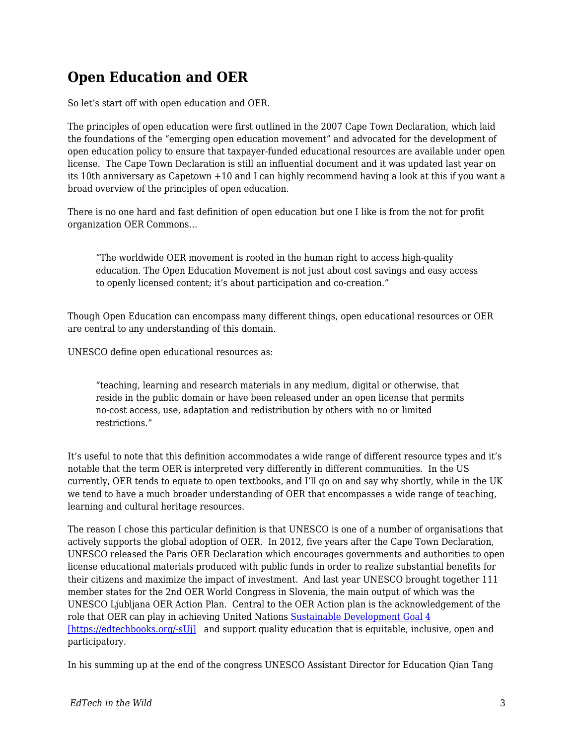## Open Education and OER

So let's start off with open education and OER.

The principles of open education were first outlined in the 2007 Cape Town Declaration, which laid the foundations of the "emerging open education movement" and advocated for the development of open education policy to ensure that taxpayer-funded educational resources are available under open license. The Cape Town Declaration is still an influential document and it was updated last year on its 10th anniversary as Capetown +10 and I can highly recommend having a look at this if you want a broad overview of the principles of open education.

There is no one hard and fast definition of open education but one I like is from the not for profit organization OER Commons…

> "The worldwide OER movement is rooted in the human right to access high-quality education. The Open Education Movement is not just about cost savings and easy access to openly licensed content; it's about participation and co-creation."

Though Open Education can encompass many different things, open educational resources or OER are central to any understanding of this domain.

UNESCO define open educational resources as:

> "teaching, learning and research materials in any medium, digital or otherwise, that reside in the public domain or have been released under an open license that permits no-cost access, use, adaptation and redistribution by others with no or limited restrictions."

It's useful to note that this definition accommodates a wide range of different resource types and it's notable that the term OER is interpreted very differently in different communities. In the US currently, OER tends to equate to open textbooks, and I'll go on and say why shortly, while in the UK we tend to have a much broader understanding of OER that encompasses a wide range of teaching, learning and cultural heritage resources.

The reason I chose this particular definition is that UNESCO is one of a number of organisations that actively supports the global adoption of OER. In 2012, five years after the Cape Town Declaration, UNESCO released the Paris OER Declaration which encourages governments and authorities to open license educational materials produced with public funds in order to realize substantial benefits for their citizens and maximize the impact of investment. And last year UNESCO brought together 111 member states for the 2nd OER World Congress in Slovenia, the main output of which was the UNESCO Ljubljana OER Action Plan. Central to the OER Action plan is the acknowledgement of the role that OER can play in achieving United Nations Sustainable Development Goal 4 [https://edtechbooks.org/-sUj] and support quality education that is equitable, inclusive, open and participatory.

In his summing up at the end of the congress UNESCO Assistant Director for Education Qian Tang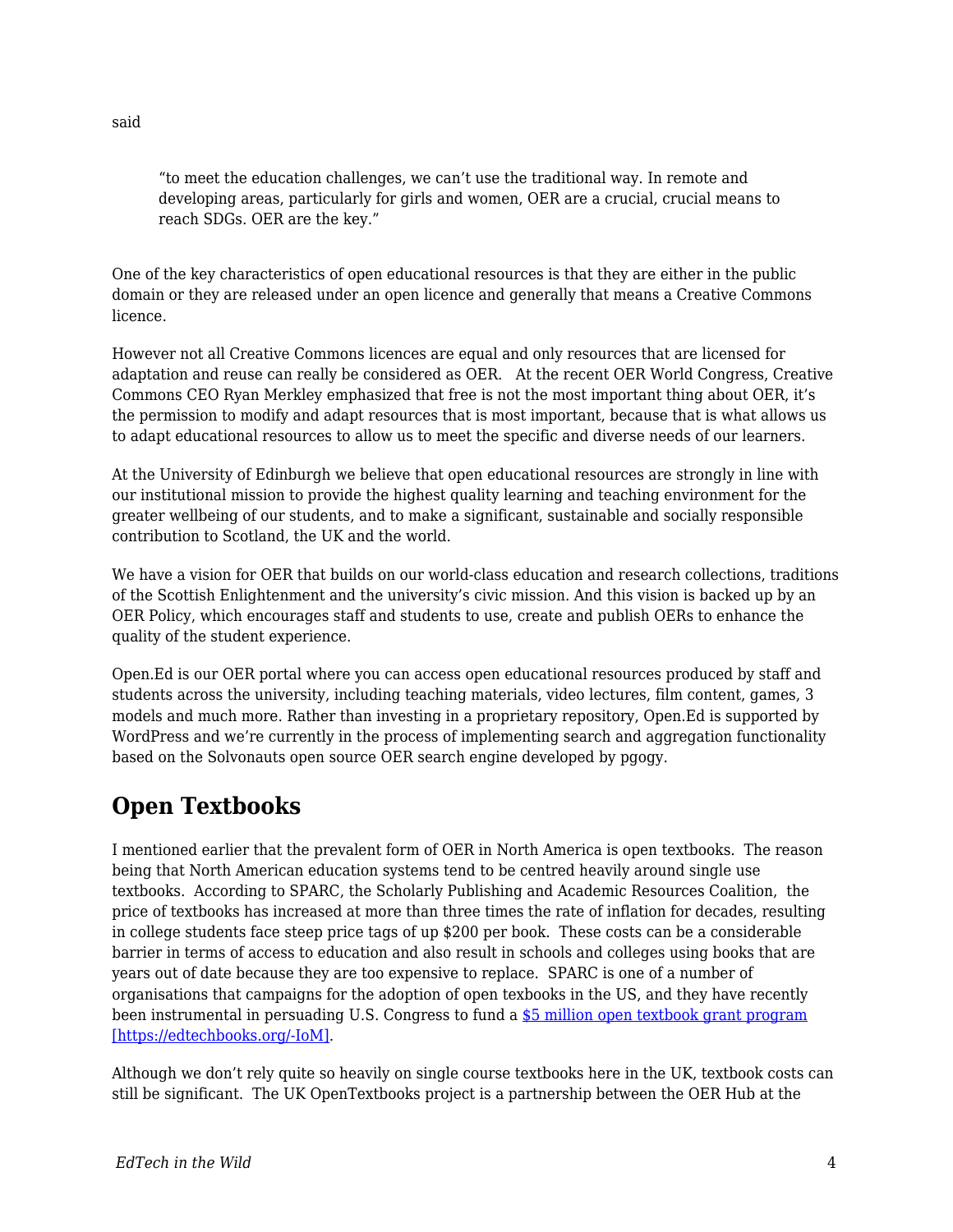said

> “to meet the education challenges, we can’t use the traditional way. In remote and developing areas, particularly for girls and women, OER are a crucial, crucial means to reach SDGs. OER are the key.”

One of the key characteristics of open educational resources is that they are either in the public domain or they are released under an open licence and generally that means a Creative Commons licence.

However not all Creative Commons licences are equal and only resources that are licensed for adaptation and reuse can really be considered as OER. At the recent OER World Congress, Creative Commons CEO Ryan Merkley emphasized that free is not the most important thing about OER, it’s the permission to modify and adapt resources that is most important, because that is what allows us to adapt educational resources to allow us to meet the specific and diverse needs of our learners.

At the University of Edinburgh we believe that open educational resources are strongly in line with our institutional mission to provide the highest quality learning and teaching environment for the greater wellbeing of our students, and to make a significant, sustainable and socially responsible contribution to Scotland, the UK and the world.

We have a vision for OER that builds on our world-class education and research collections, traditions of the Scottish Enlightenment and the university’s civic mission. And this vision is backed up by an OER Policy, which encourages staff and students to use, create and publish OERs to enhance the quality of the student experience.

Open.Ed is our OER portal where you can access open educational resources produced by staff and students across the university, including teaching materials, video lectures, film content, games, 3 models and much more. Rather than investing in a proprietary repository, Open.Ed is supported by WordPress and we’re currently in the process of implementing search and aggregation functionality based on the Solvonauts open source OER search engine developed by pgogy.

## Open Textbooks

I mentioned earlier that the prevalent form of OER in North America is open textbooks. The reason being that North American education systems tend to be centred heavily around single use textbooks. According to SPARC, the Scholarly Publishing and Academic Resources Coalition, the price of textbooks has increased at more than three times the rate of inflation for decades, resulting in college students face steep price tags of up $200 per book. These costs can be a considerable barrier in terms of access to education and also result in schools and colleges using books that are years out of date because they are too expensive to replace. SPARC is one of a number of organisations that campaigns for the adoption of open texbooks in the US, and they have recently been instrumental in persuading U.S. Congress to fund a [$5 million open textbook grant program [https://edtechbooks.org/-IoM]](https://edtechbooks.org/-IoM).

Although we don’t rely quite so heavily on single course textbooks here in the UK, textbook costs can still be significant. The UK OpenTextbooks project is a partnership between the OER Hub at the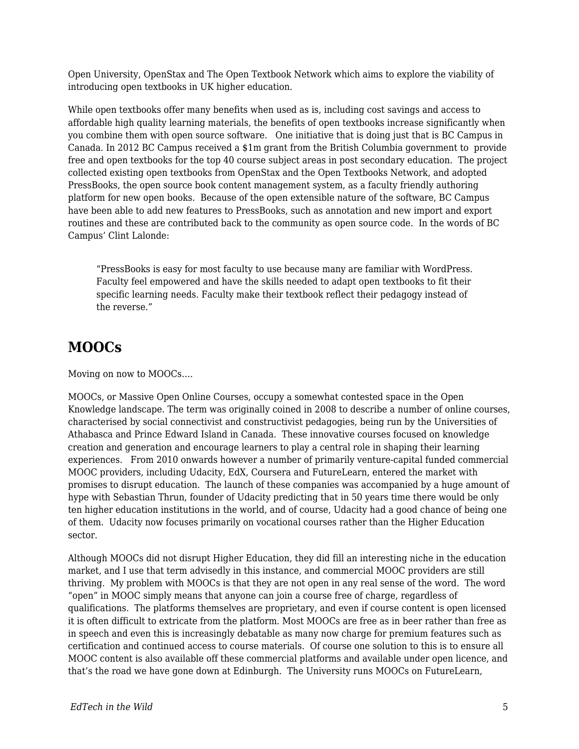Open University, OpenStax and The Open Textbook Network which aims to explore the viability of introducing open textbooks in UK higher education.

While open textbooks offer many benefits when used as is, including cost savings and access to affordable high quality learning materials, the benefits of open textbooks increase significantly when you combine them with open source software. One initiative that is doing just that is BC Campus in Canada. In 2012 BC Campus received a $1m grant from the British Columbia government to provide free and open textbooks for the top 40 course subject areas in post secondary education. The project collected existing open textbooks from OpenStax and the Open Textbooks Network, and adopted PressBooks, the open source book content management system, as a faculty friendly authoring platform for new open books. Because of the open extensible nature of the software, BC Campus have been able to add new features to PressBooks, such as annotation and new import and export routines and these are contributed back to the community as open source code. In the words of BC Campus' Clint Lalonde:

> "PressBooks is easy for most faculty to use because many are familiar with WordPress. Faculty feel empowered and have the skills needed to adapt open textbooks to fit their specific learning needs. Faculty make their textbook reflect their pedagogy instead of the reverse."

## MOOCs

Moving on now to MOOCs….

MOOCs, or Massive Open Online Courses, occupy a somewhat contested space in the Open Knowledge landscape. The term was originally coined in 2008 to describe a number of online courses, characterised by social connectivist and constructivist pedagogies, being run by the Universities of Athabasca and Prince Edward Island in Canada. These innovative courses focused on knowledge creation and generation and encourage learners to play a central role in shaping their learning experiences. From 2010 onwards however a number of primarily venture-capital funded commercial MOOC providers, including Udacity, EdX, Coursera and FutureLearn, entered the market with promises to disrupt education. The launch of these companies was accompanied by a huge amount of hype with Sebastian Thrun, founder of Udacity predicting that in 50 years time there would be only ten higher education institutions in the world, and of course, Udacity had a good chance of being one of them. Udacity now focuses primarily on vocational courses rather than the Higher Education sector.

Although MOOCs did not disrupt Higher Education, they did fill an interesting niche in the education market, and I use that term advisedly in this instance, and commercial MOOC providers are still thriving. My problem with MOOCs is that they are not open in any real sense of the word. The word "open" in MOOC simply means that anyone can join a course free of charge, regardless of qualifications. The platforms themselves are proprietary, and even if course content is open licensed it is often difficult to extricate from the platform. Most MOOCs are free as in beer rather than free as in speech and even this is increasingly debatable as many now charge for premium features such as certification and continued access to course materials. Of course one solution to this is to ensure all MOOC content is also available off these commercial platforms and available under open licence, and that's the road we have gone down at Edinburgh. The University runs MOOCs on FutureLearn,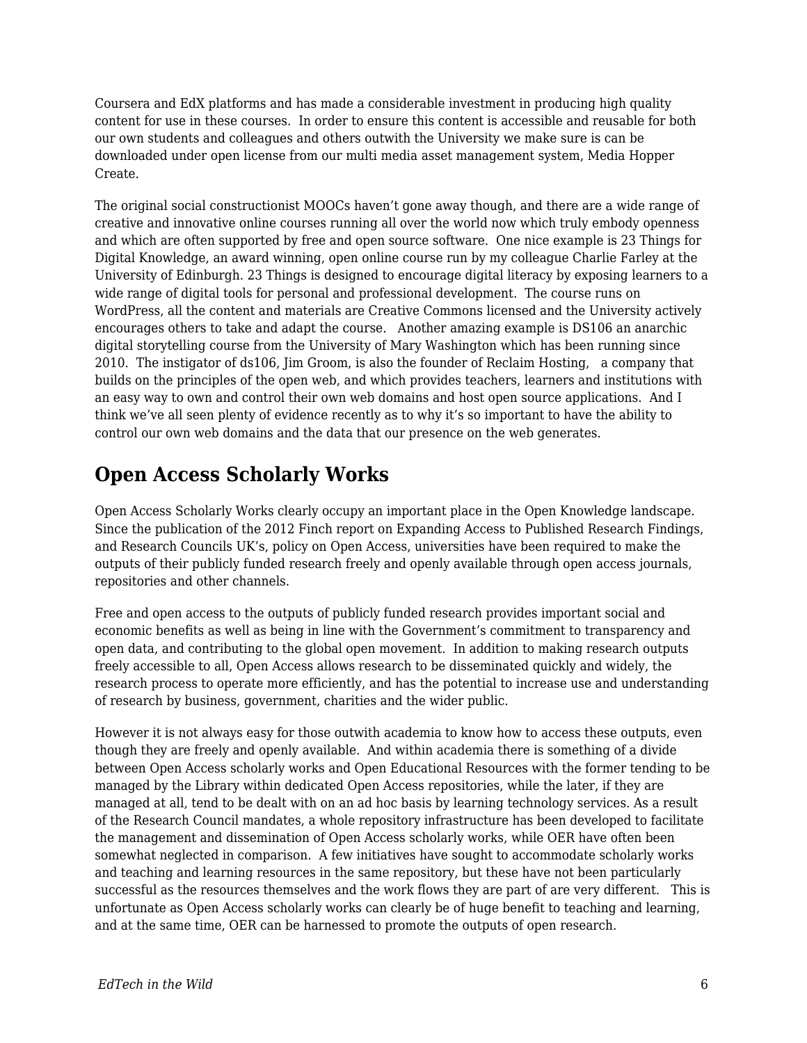Coursera and EdX platforms and has made a considerable investment in producing high quality content for use in these courses. In order to ensure this content is accessible and reusable for both our own students and colleagues and others outwith the University we make sure is can be downloaded under open license from our multi media asset management system, Media Hopper Create.

The original social constructionist MOOCs haven't gone away though, and there are a wide range of creative and innovative online courses running all over the world now which truly embody openness and which are often supported by free and open source software. One nice example is 23 Things for Digital Knowledge, an award winning, open online course run by my colleague Charlie Farley at the University of Edinburgh. 23 Things is designed to encourage digital literacy by exposing learners to a wide range of digital tools for personal and professional development. The course runs on WordPress, all the content and materials are Creative Commons licensed and the University actively encourages others to take and adapt the course. Another amazing example is DS106 an anarchic digital storytelling course from the University of Mary Washington which has been running since 2010. The instigator of ds106, Jim Groom, is also the founder of Reclaim Hosting, a company that builds on the principles of the open web, and which provides teachers, learners and institutions with an easy way to own and control their own web domains and host open source applications. And I think we've all seen plenty of evidence recently as to why it's so important to have the ability to control our own web domains and the data that our presence on the web generates.

## Open Access Scholarly Works

Open Access Scholarly Works clearly occupy an important place in the Open Knowledge landscape. Since the publication of the 2012 Finch report on Expanding Access to Published Research Findings, and Research Councils UK's, policy on Open Access, universities have been required to make the outputs of their publicly funded research freely and openly available through open access journals, repositories and other channels.

Free and open access to the outputs of publicly funded research provides important social and economic benefits as well as being in line with the Government's commitment to transparency and open data, and contributing to the global open movement. In addition to making research outputs freely accessible to all, Open Access allows research to be disseminated quickly and widely, the research process to operate more efficiently, and has the potential to increase use and understanding of research by business, government, charities and the wider public.

However it is not always easy for those outwith academia to know how to access these outputs, even though they are freely and openly available. And within academia there is something of a divide between Open Access scholarly works and Open Educational Resources with the former tending to be managed by the Library within dedicated Open Access repositories, while the later, if they are managed at all, tend to be dealt with on an ad hoc basis by learning technology services. As a result of the Research Council mandates, a whole repository infrastructure has been developed to facilitate the management and dissemination of Open Access scholarly works, while OER have often been somewhat neglected in comparison. A few initiatives have sought to accommodate scholarly works and teaching and learning resources in the same repository, but these have not been particularly successful as the resources themselves and the work flows they are part of are very different. This is unfortunate as Open Access scholarly works can clearly be of huge benefit to teaching and learning, and at the same time, OER can be harnessed to promote the outputs of open research.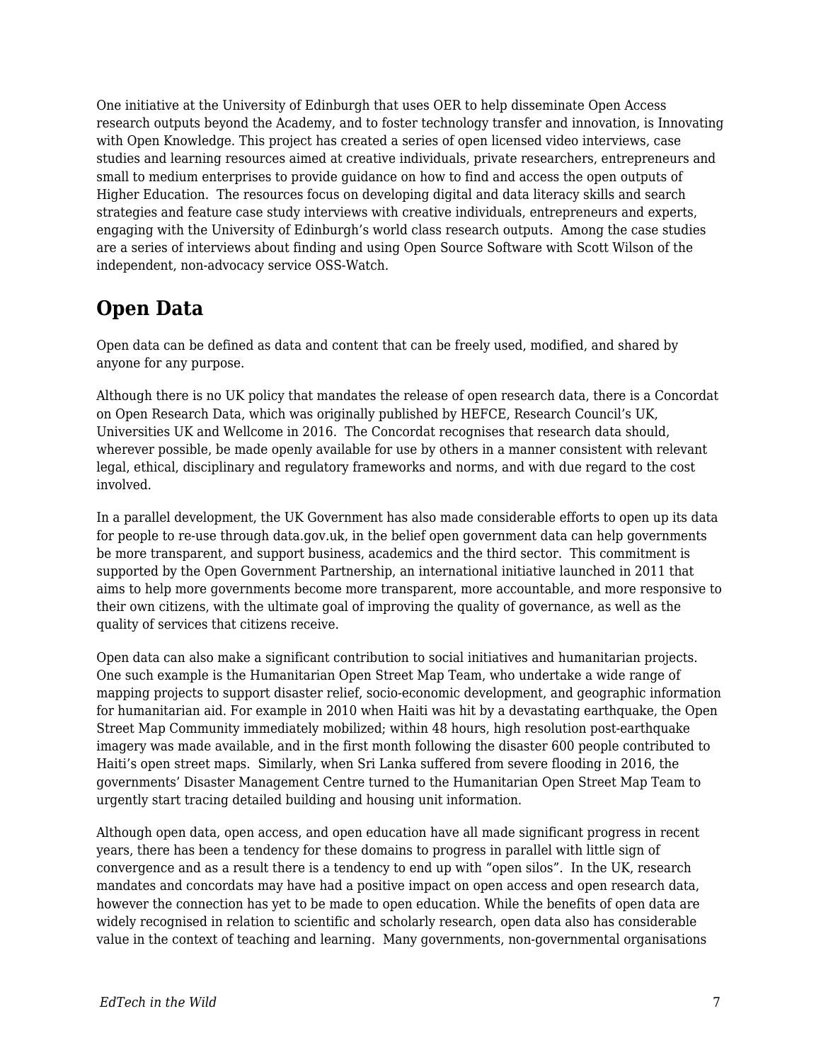One initiative at the University of Edinburgh that uses OER to help disseminate Open Access research outputs beyond the Academy, and to foster technology transfer and innovation, is Innovating with Open Knowledge. This project has created a series of open licensed video interviews, case studies and learning resources aimed at creative individuals, private researchers, entrepreneurs and small to medium enterprises to provide guidance on how to find and access the open outputs of Higher Education.  The resources focus on developing digital and data literacy skills and search strategies and feature case study interviews with creative individuals, entrepreneurs and experts, engaging with the University of Edinburgh's world class research outputs.  Among the case studies are a series of interviews about finding and using Open Source Software with Scott Wilson of the independent, non-advocacy service OSS-Watch.

## Open Data

Open data can be defined as data and content that can be freely used, modified, and shared by anyone for any purpose.

Although there is no UK policy that mandates the release of open research data, there is a Concordat on Open Research Data, which was originally published by HEFCE, Research Council's UK, Universities UK and Wellcome in 2016.  The Concordat recognises that research data should, wherever possible, be made openly available for use by others in a manner consistent with relevant legal, ethical, disciplinary and regulatory frameworks and norms, and with due regard to the cost involved.

In a parallel development, the UK Government has also made considerable efforts to open up its data for people to re-use through data.gov.uk, in the belief open government data can help governments be more transparent, and support business, academics and the third sector.  This commitment is supported by the Open Government Partnership, an international initiative launched in 2011 that aims to help more governments become more transparent, more accountable, and more responsive to their own citizens, with the ultimate goal of improving the quality of governance, as well as the quality of services that citizens receive.

Open data can also make a significant contribution to social initiatives and humanitarian projects.  One such example is the Humanitarian Open Street Map Team, who undertake a wide range of mapping projects to support disaster relief, socio-economic development, and geographic information for humanitarian aid. For example in 2010 when Haiti was hit by a devastating earthquake, the Open Street Map Community immediately mobilized; within 48 hours, high resolution post-earthquake imagery was made available, and in the first month following the disaster 600 people contributed to Haiti's open street maps.  Similarly, when Sri Lanka suffered from severe flooding in 2016, the governments' Disaster Management Centre turned to the Humanitarian Open Street Map Team to urgently start tracing detailed building and housing unit information.

Although open data, open access, and open education have all made significant progress in recent years, there has been a tendency for these domains to progress in parallel with little sign of convergence and as a result there is a tendency to end up with "open silos".  In the UK, research mandates and concordats may have had a positive impact on open access and open research data, however the connection has yet to be made to open education. While the benefits of open data are widely recognised in relation to scientific and scholarly research, open data also has considerable value in the context of teaching and learning.  Many governments, non-governmental organisations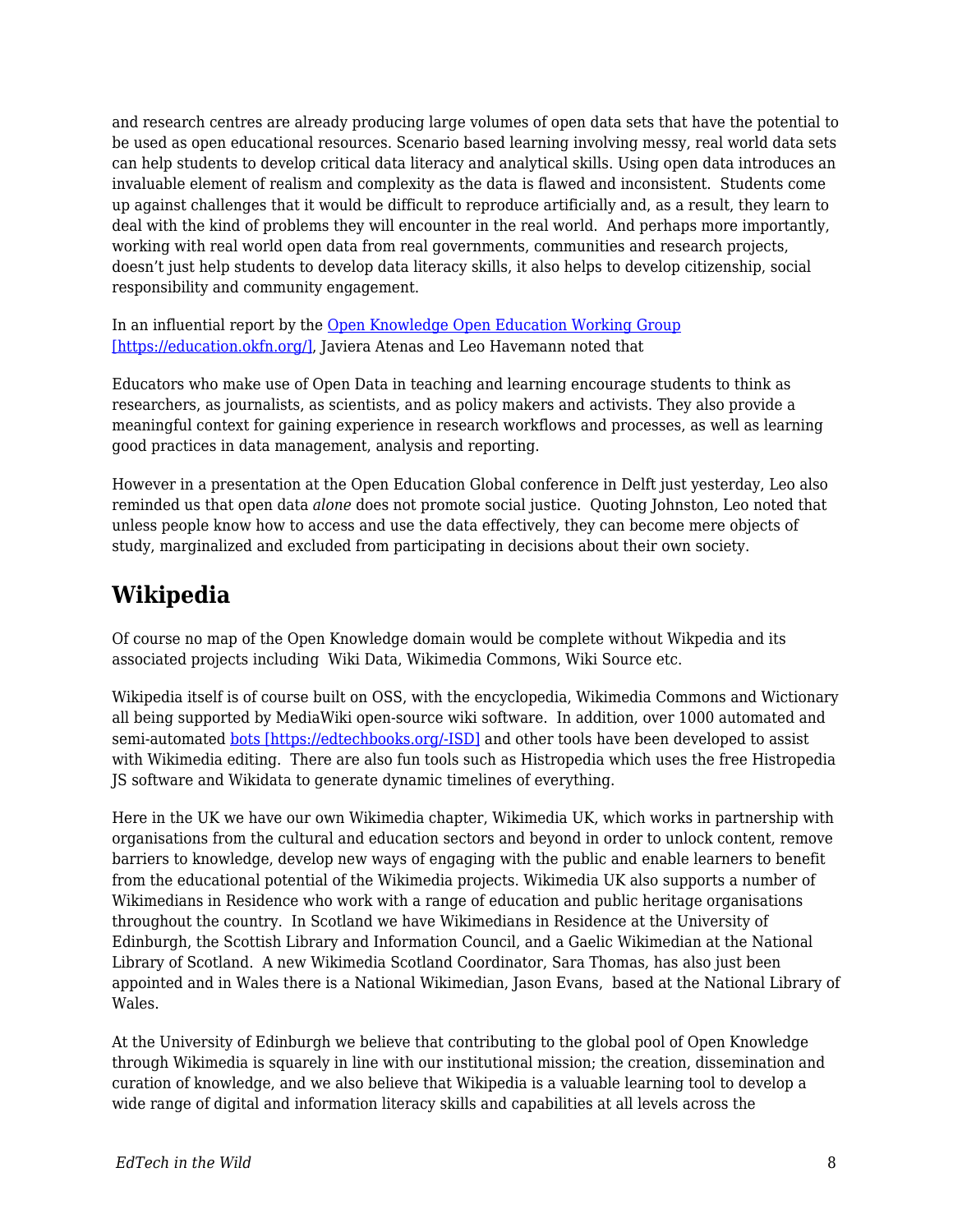and research centres are already producing large volumes of open data sets that have the potential to be used as open educational resources. Scenario based learning involving messy, real world data sets can help students to develop critical data literacy and analytical skills. Using open data introduces an invaluable element of realism and complexity as the data is flawed and inconsistent. Students come up against challenges that it would be difficult to reproduce artificially and, as a result, they learn to deal with the kind of problems they will encounter in the real world. And perhaps more importantly, working with real world open data from real governments, communities and research projects, doesn't just help students to develop data literacy skills, it also helps to develop citizenship, social responsibility and community engagement.

In an influential report by the [Open Knowledge Open Education Working Group [https://education.okfn.org/]](https://education.okfn.org/), Javiera Atenas and Leo Havemann noted that

Educators who make use of Open Data in teaching and learning encourage students to think as researchers, as journalists, as scientists, and as policy makers and activists. They also provide a meaningful context for gaining experience in research workflows and processes, as well as learning good practices in data management, analysis and reporting.

However in a presentation at the Open Education Global conference in Delft just yesterday, Leo also reminded us that open data *alone* does not promote social justice. Quoting Johnston, Leo noted that unless people know how to access and use the data effectively, they can become mere objects of study, marginalized and excluded from participating in decisions about their own society.

## Wikipedia

Of course no map of the Open Knowledge domain would be complete without Wikpedia and its associated projects including Wiki Data, Wikimedia Commons, Wiki Source etc.

Wikipedia itself is of course built on OSS, with the encyclopedia, Wikimedia Commons and Wictionary all being supported by MediaWiki open-source wiki software. In addition, over 1000 automated and semi-automated [bots [https://edtechbooks.org/-ISD]](https://edtechbooks.org/-ISD) and other tools have been developed to assist with Wikimedia editing. There are also fun tools such as Histropedia which uses the free Histropedia JS software and Wikidata to generate dynamic timelines of everything.

Here in the UK we have our own Wikimedia chapter, Wikimedia UK, which works in partnership with organisations from the cultural and education sectors and beyond in order to unlock content, remove barriers to knowledge, develop new ways of engaging with the public and enable learners to benefit from the educational potential of the Wikimedia projects. Wikimedia UK also supports a number of Wikimedians in Residence who work with a range of education and public heritage organisations throughout the country. In Scotland we have Wikimedians in Residence at the University of Edinburgh, the Scottish Library and Information Council, and a Gaelic Wikimedian at the National Library of Scotland. A new Wikimedia Scotland Coordinator, Sara Thomas, has also just been appointed and in Wales there is a National Wikimedian, Jason Evans, based at the National Library of Wales.

At the University of Edinburgh we believe that contributing to the global pool of Open Knowledge through Wikimedia is squarely in line with our institutional mission; the creation, dissemination and curation of knowledge, and we also believe that Wikipedia is a valuable learning tool to develop a wide range of digital and information literacy skills and capabilities at all levels across the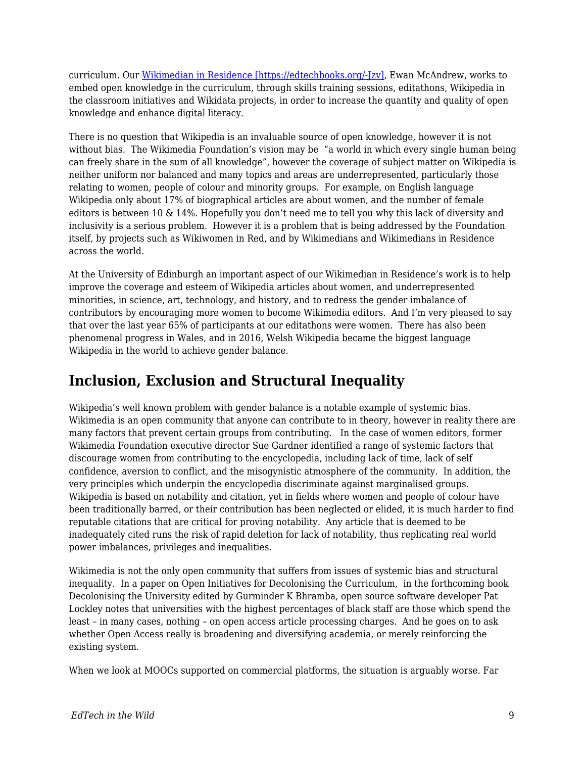curriculum. Our [Wikimedian in Residence [https://edtechbooks.org/-Jzv]](https://edtechbooks.org/-Jzv), Ewan McAndrew, works to embed open knowledge in the curriculum, through skills training sessions, editathons, Wikipedia in the classroom initiatives and Wikidata projects, in order to increase the quantity and quality of open knowledge and enhance digital literacy.

There is no question that Wikipedia is an invaluable source of open knowledge, however it is not without bias. The Wikimedia Foundation's vision may be "a world in which every single human being can freely share in the sum of all knowledge", however the coverage of subject matter on Wikipedia is neither uniform nor balanced and many topics and areas are underrepresented, particularly those relating to women, people of colour and minority groups. For example, on English language Wikipedia only about 17% of biographical articles are about women, and the number of female editors is between 10 & 14%. Hopefully you don't need me to tell you why this lack of diversity and inclusivity is a serious problem. However it is a problem that is being addressed by the Foundation itself, by projects such as Wikiwomen in Red, and by Wikimedians and Wikimedians in Residence across the world.

At the University of Edinburgh an important aspect of our Wikimedian in Residence's work is to help improve the coverage and esteem of Wikipedia articles about women, and underrepresented minorities, in science, art, technology, and history, and to redress the gender imbalance of contributors by encouraging more women to become Wikimedia editors. And I'm very pleased to say that over the last year 65% of participants at our editathons were women. There has also been phenomenal progress in Wales, and in 2016, Welsh Wikipedia became the biggest language Wikipedia in the world to achieve gender balance.

## Inclusion, Exclusion and Structural Inequality

Wikipedia's well known problem with gender balance is a notable example of systemic bias. Wikimedia is an open community that anyone can contribute to in theory, however in reality there are many factors that prevent certain groups from contributing. In the case of women editors, former Wikimedia Foundation executive director Sue Gardner identified a range of systemic factors that discourage women from contributing to the encyclopedia, including lack of time, lack of self confidence, aversion to conflict, and the misogynistic atmosphere of the community. In addition, the very principles which underpin the encyclopedia discriminate against marginalised groups. Wikipedia is based on notability and citation, yet in fields where women and people of colour have been traditionally barred, or their contribution has been neglected or elided, it is much harder to find reputable citations that are critical for proving notability. Any article that is deemed to be inadequately cited runs the risk of rapid deletion for lack of notability, thus replicating real world power imbalances, privileges and inequalities.

Wikimedia is not the only open community that suffers from issues of systemic bias and structural inequality. In a paper on Open Initiatives for Decolonising the Curriculum, in the forthcoming book Decolonising the University edited by Gurminder K Bhramba, open source software developer Pat Lockley notes that universities with the highest percentages of black staff are those which spend the least – in many cases, nothing – on open access article processing charges. And he goes on to ask whether Open Access really is broadening and diversifying academia, or merely reinforcing the existing system.

When we look at MOOCs supported on commercial platforms, the situation is arguably worse. Far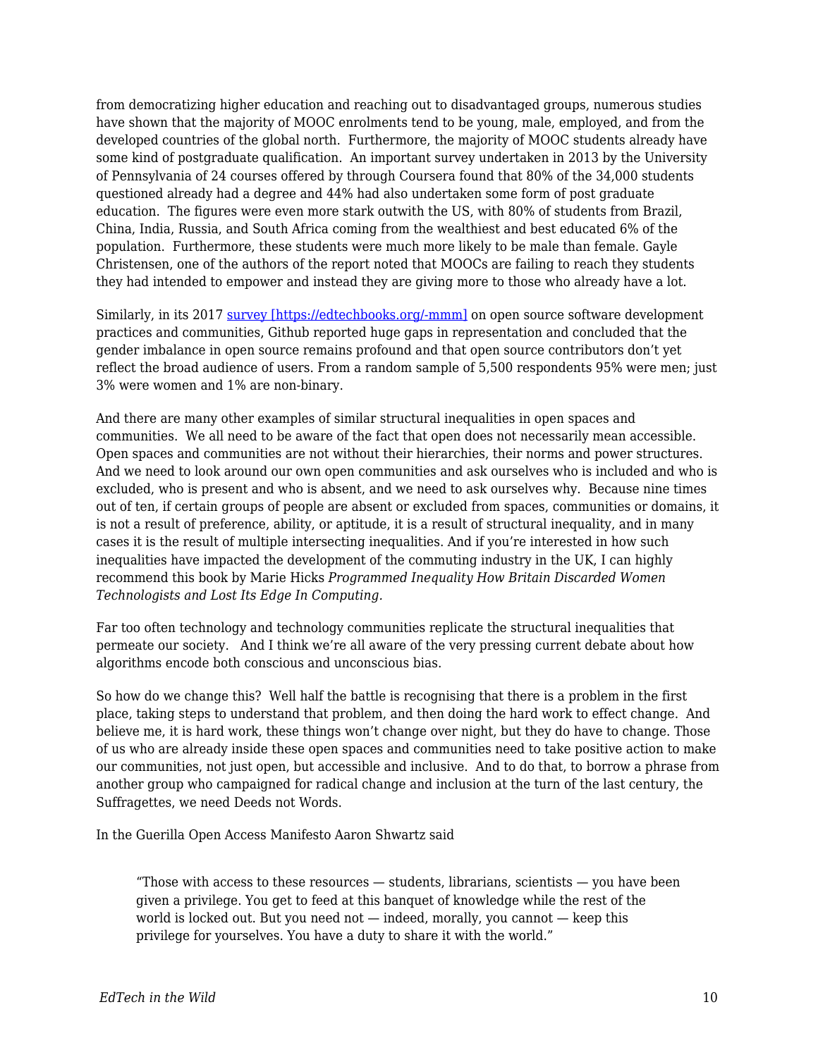from democratizing higher education and reaching out to disadvantaged groups, numerous studies have shown that the majority of MOOC enrolments tend to be young, male, employed, and from the developed countries of the global north.  Furthermore, the majority of MOOC students already have some kind of postgraduate qualification.  An important survey undertaken in 2013 by the University of Pennsylvania of 24 courses offered by through Coursera found that 80% of the 34,000 students questioned already had a degree and 44% had also undertaken some form of post graduate education.  The figures were even more stark outwith the US, with 80% of students from Brazil, China, India, Russia, and South Africa coming from the wealthiest and best educated 6% of the population.  Furthermore, these students were much more likely to be male than female. Gayle Christensen, one of the authors of the report noted that MOOCs are failing to reach they students they had intended to empower and instead they are giving more to those who already have a lot.

Similarly, in its 2017 [survey [https://edtechbooks.org/-mmm]](https://edtechbooks.org/-mmm) on open source software development practices and communities, Github reported huge gaps in representation and concluded that the gender imbalance in open source remains profound and that open source contributors don't yet reflect the broad audience of users. From a random sample of 5,500 respondents 95% were men; just 3% were women and 1% are non-binary.

And there are many other examples of similar structural inequalities in open spaces and communities.  We all need to be aware of the fact that open does not necessarily mean accessible. Open spaces and communities are not without their hierarchies, their norms and power structures. And we need to look around our own open communities and ask ourselves who is included and who is excluded, who is present and who is absent, and we need to ask ourselves why.  Because nine times out of ten, if certain groups of people are absent or excluded from spaces, communities or domains, it is not a result of preference, ability, or aptitude, it is a result of structural inequality, and in many cases it is the result of multiple intersecting inequalities. And if you're interested in how such inequalities have impacted the development of the commuting industry in the UK, I can highly recommend this book by Marie Hicks *Programmed Inequality How Britain Discarded Women Technologists and Lost Its Edge In Computing.*

Far too often technology and technology communities replicate the structural inequalities that permeate our society.   And I think we're all aware of the very pressing current debate about how algorithms encode both conscious and unconscious bias.

So how do we change this?  Well half the battle is recognising that there is a problem in the first place, taking steps to understand that problem, and then doing the hard work to effect change.  And believe me, it is hard work, these things won't change over night, but they do have to change. Those of us who are already inside these open spaces and communities need to take positive action to make our communities, not just open, but accessible and inclusive.  And to do that, to borrow a phrase from another group who campaigned for radical change and inclusion at the turn of the last century, the Suffragettes, we need Deeds not Words.

In the Guerilla Open Access Manifesto Aaron Shwartz said

> "Those with access to these resources — students, librarians, scientists — you have been given a privilege. You get to feed at this banquet of knowledge while the rest of the world is locked out. But you need not — indeed, morally, you cannot — keep this privilege for yourselves. You have a duty to share it with the world."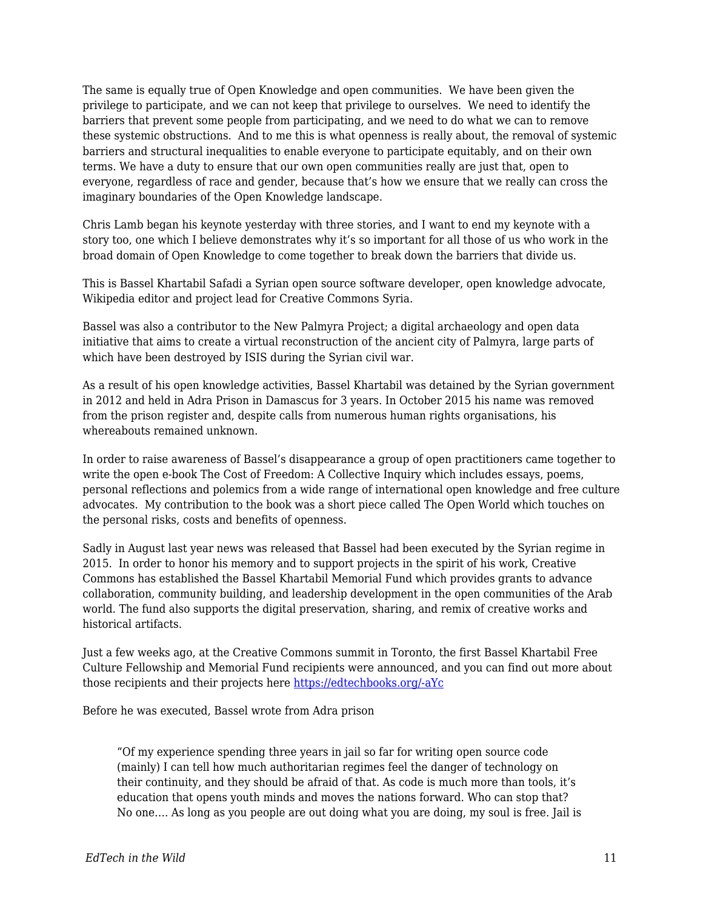The same is equally true of Open Knowledge and open communities.  We have been given the privilege to participate, and we can not keep that privilege to ourselves.  We need to identify the barriers that prevent some people from participating, and we need to do what we can to remove these systemic obstructions.  And to me this is what openness is really about, the removal of systemic barriers and structural inequalities to enable everyone to participate equitably, and on their own terms. We have a duty to ensure that our own open communities really are just that, open to everyone, regardless of race and gender, because that's how we ensure that we really can cross the imaginary boundaries of the Open Knowledge landscape.

Chris Lamb began his keynote yesterday with three stories, and I want to end my keynote with a story too, one which I believe demonstrates why it's so important for all those of us who work in the broad domain of Open Knowledge to come together to break down the barriers that divide us.

This is Bassel Khartabil Safadi a Syrian open source software developer, open knowledge advocate, Wikipedia editor and project lead for Creative Commons Syria.

Bassel was also a contributor to the New Palmyra Project; a digital archaeology and open data initiative that aims to create a virtual reconstruction of the ancient city of Palmyra, large parts of which have been destroyed by ISIS during the Syrian civil war.

As a result of his open knowledge activities, Bassel Khartabil was detained by the Syrian government in 2012 and held in Adra Prison in Damascus for 3 years. In October 2015 his name was removed from the prison register and, despite calls from numerous human rights organisations, his whereabouts remained unknown.

In order to raise awareness of Bassel's disappearance a group of open practitioners came together to write the open e-book The Cost of Freedom: A Collective Inquiry which includes essays, poems, personal reflections and polemics from a wide range of international open knowledge and free culture advocates.  My contribution to the book was a short piece called The Open World which touches on the personal risks, costs and benefits of openness.

Sadly in August last year news was released that Bassel had been executed by the Syrian regime in 2015.  In order to honor his memory and to support projects in the spirit of his work, Creative Commons has established the Bassel Khartabil Memorial Fund which provides grants to advance collaboration, community building, and leadership development in the open communities of the Arab world. The fund also supports the digital preservation, sharing, and remix of creative works and historical artifacts.

Just a few weeks ago, at the Creative Commons summit in Toronto, the first Bassel Khartabil Free Culture Fellowship and Memorial Fund recipients were announced, and you can find out more about those recipients and their projects here [https://edtechbooks.org/-aYc](https://edtechbooks.org/-aYc)

Before he was executed, Bassel wrote from Adra prison

> "Of my experience spending three years in jail so far for writing open source code (mainly) I can tell how much authoritarian regimes feel the danger of technology on their continuity, and they should be afraid of that. As code is much more than tools, it's education that opens youth minds and moves the nations forward. Who can stop that? No one…. As long as you people are out doing what you are doing, my soul is free. Jail is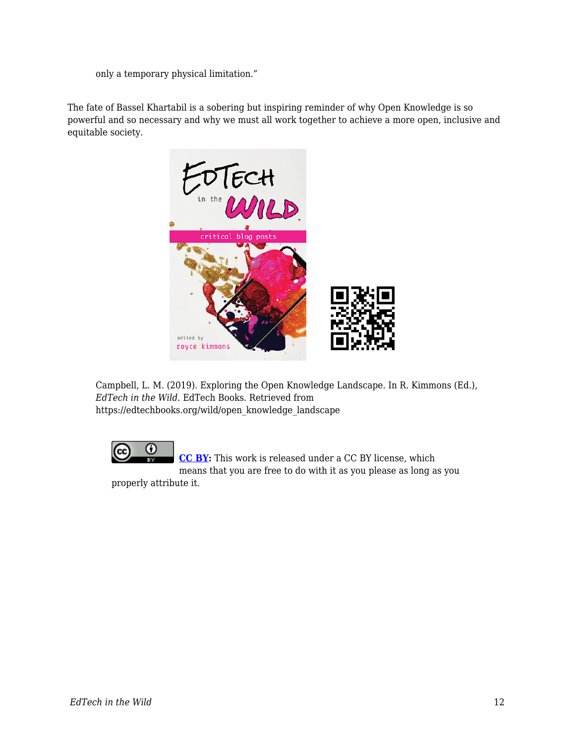only a temporary physical limitation."

The fate of Bassel Khartabil is a sobering but inspiring reminder of why Open Knowledge is so powerful and so necessary and why we must all work together to achieve a more open, inclusive and equitable society.

Campbell, L. M. (2019). Exploring the Open Knowledge Landscape. In R. Kimmons (Ed.), *EdTech in the Wild*. EdTech Books. Retrieved from https://edtechbooks.org/wild/open_knowledge_landscape

**CC BY:** This work is released under a CC BY license, which means that you are free to do with it as you please as long as you properly attribute it.